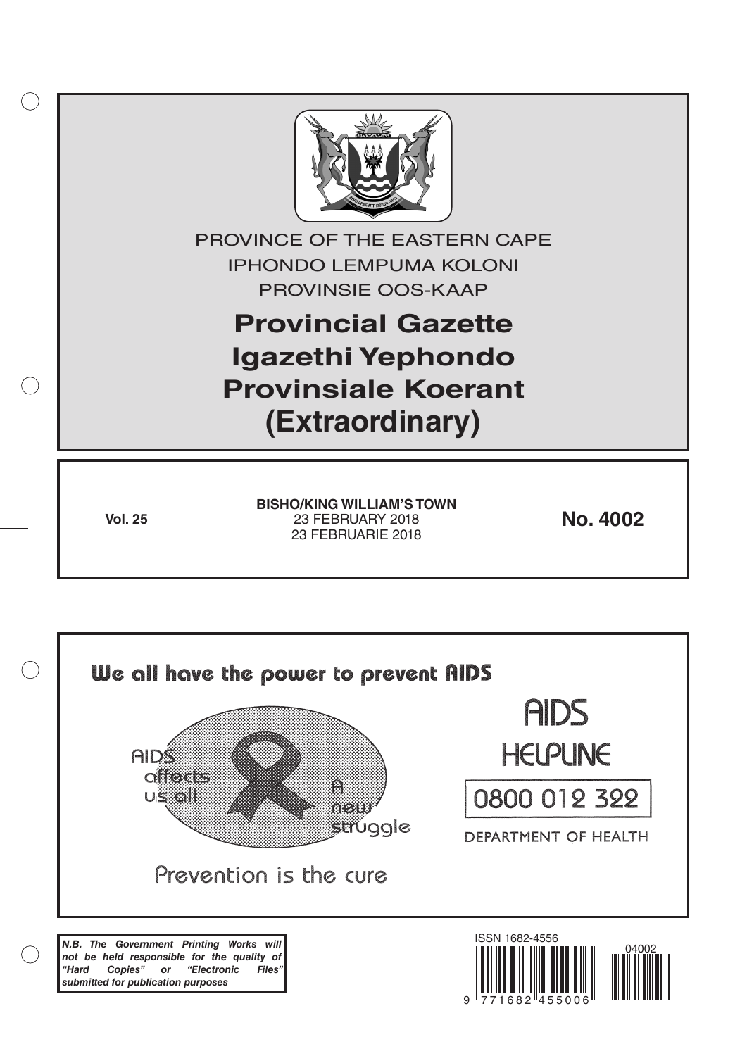PROVINCE OF THE EASTERN CAPE
IPHONDO LEMPUMA KOLONI
PROVINSIE OOS-KAAP

# Provincial Gazette
# Igazethi Yephondo
# Provinsiale Koerant
# (Extraordinary)

**Vol. 25**

**BISHO/KING WILLIAM'S TOWN**
23 FEBRUARY 2018
23 FEBRUARIE 2018

**No. 4002**

We all have the power to prevent AIDS

AIDS affects us all

A new struggle

Prevention is the cure

AIDS HELPLINE

0800 012 322

DEPARTMENT OF HEALTH

***N.B. The Government Printing Works will not be held responsible for the quality of "Hard Copies" or "Electronic Files" submitted for publication purposes***

ISSN 1682-4556

9 771682 455006

04002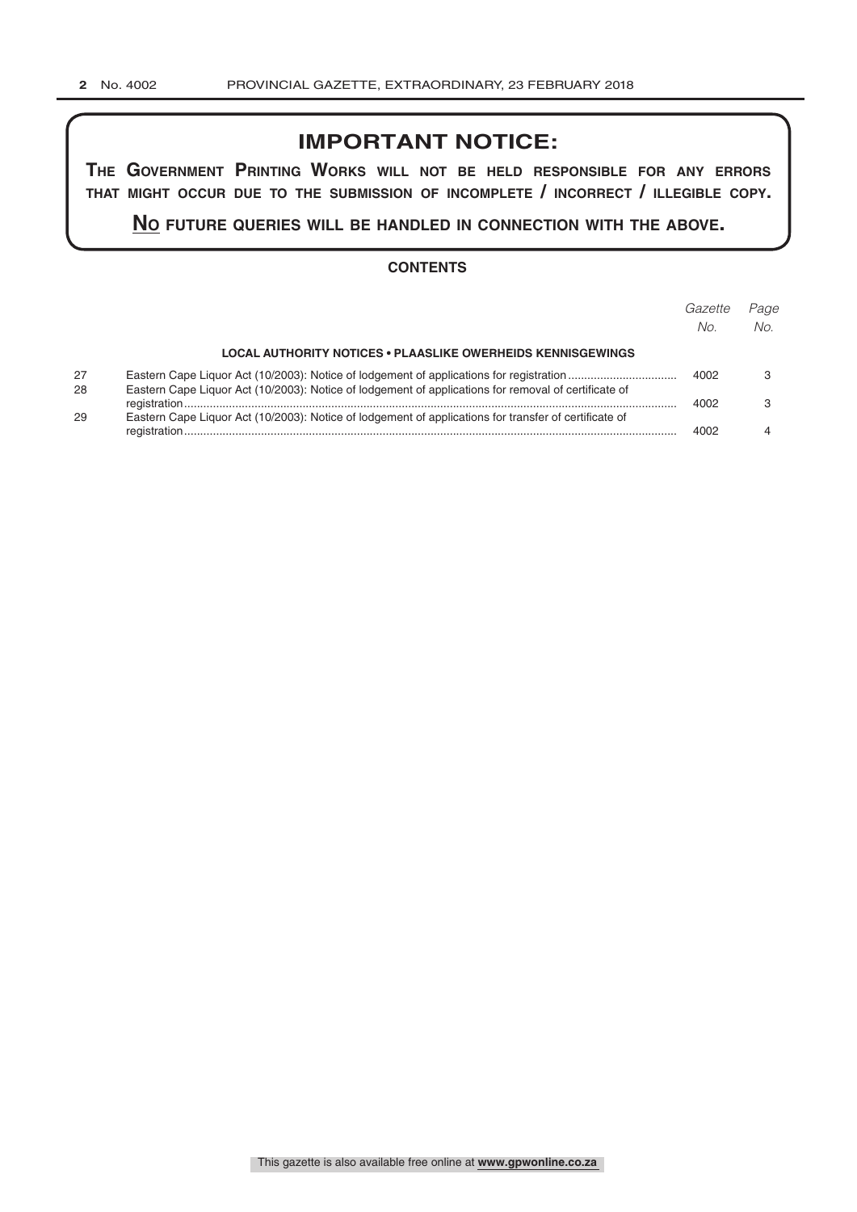# IMPORTANT NOTICE:

**THE GOVERNMENT PRINTING WORKS WILL NOT BE HELD RESPONSIBLE FOR ANY ERRORS THAT MIGHT OCCUR DUE TO THE SUBMISSION OF INCOMPLETE / INCORRECT / ILLEGIBLE COPY.**

**NO FUTURE QUERIES WILL BE HANDLED IN CONNECTION WITH THE ABOVE.**

## CONTENTS

| | | *Gazette No.* | *Page No.* |
|---|---|---|---|
| | **LOCAL AUTHORITY NOTICES • PLAASLIKE OWERHEIDS KENNISGEWINGS** | | |
| 27 | Eastern Cape Liquor Act (10/2003): Notice of lodgement of applications for registration | 4002 | 3 |
| 28 | Eastern Cape Liquor Act (10/2003): Notice of lodgement of applications for removal of certificate of registration | 4002 | 3 |
| 29 | Eastern Cape Liquor Act (10/2003): Notice of lodgement of applications for transfer of certificate of registration | 4002 | 4 |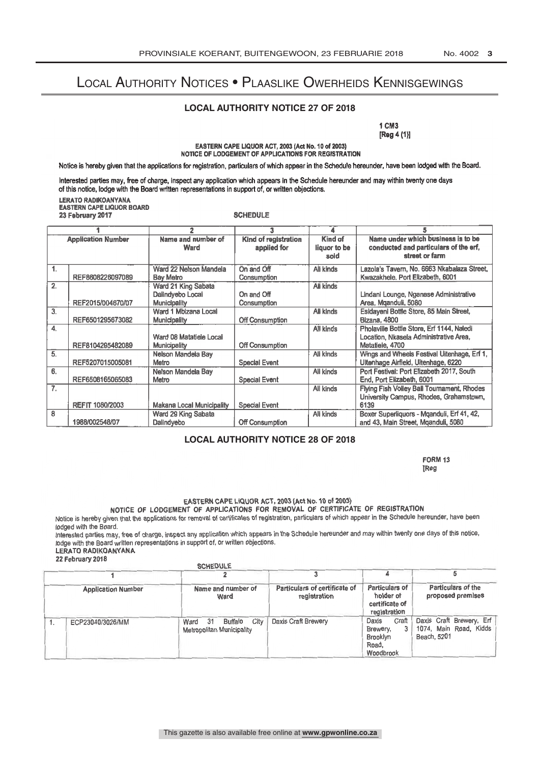# Local Authority Notices • Plaaslike Owerheids Kennisgewings

## LOCAL AUTHORITY NOTICE 27 OF 2018

1 CM3
[Reg 4 (1)]

**EASTERN CAPE LIQUOR ACT, 2003 (Act No. 10 of 2003)**
**NOTICE OF LODGEMENT OF APPLICATIONS FOR REGISTRATION**

Notice is hereby given that the applications for registration, particulars of which appear in the Schedule hereunder, have been lodged with the Board.

Interested parties may, free of charge, inspect any application which appears in the Schedule hereunder and may within twenty one days of this notice, lodge with the Board written representations in support of, or written objections.

**LERATO RADIKOANYANA**
**EASTERN CAPE LIQUOR BOARD**
**23 February 2017**

**SCHEDULE**

| | 1 | 2 | 3 | 4 | 5 |
|---|---|---|---|---|---|
| | Application Number | Name and number of Ward | Kind of registration applied for | Kind of liquor to be sold | Name under which business is to be conducted and particulars of the erf, street or farm |
| 1. | REF8608226097089 | Ward 22 Nelson Mandela Bay Metro | On and Off Consumption | All kinds | Lazola's Tavern, No. 6663 Nkabalaza Street, Kwazakhele. Port Elizabeth, 6001 |
| 2. | REF2015/004670/07 | Ward 21 King Sabata Dalindyebo Local Municipality | On and Off Consumption | All kinds | Lindani Lounge, Nganase Administrative Area, Mqanduli, 5080 |
| 3. | REF6501295673082 | Ward 1 Mbizana Local Municipality | Off Consumption | All kinds | Esidayeni Bottle Store, 85 Main Street, Bizana, 4800 |
| 4. | REF8104295482089 | Ward 08 Matatiele Local Municipality | Off Consumption | All kinds | Pholaville Bottle Store, Erf 1144, Naledi Location, Nkasela Administrative Area, Matatiele, 4700 |
| 5. | REF5207015005081 | Nelson Mandela Bay Metro | Special Event | All kinds | Wings and Wheels Festival Uitenhage, Erf 1, Uitenhage Airfield, Uitenhage, 6220 |
| 6. | REF6508165065083 | Nelson Mandela Bay Metro | Special Event | All kinds | Port Festival: Port Elizabeth 2017, South End, Port Elizabeth, 6001 |
| 7. | REFIT 1080/2003 | Makana Local Municipality | Special Event | All kinds | Flying Fish Volley Ball Tournament, Rhodes University Campus, Rhodes, Grahamstown, 6139 |
| 8 | 1988/002548/07 | Ward 29 King Sabata Dalindyebo | Off Consumption | All kinds | Boxer Superliquors - Mqanduli, Erf 41, 42, and 43, Main Street, Mqanduli, 5080 |

## LOCAL AUTHORITY NOTICE 28 OF 2018

FORM 13
[Reg

**EASTERN CAPE LIQUOR ACT, 2003 (Act No. 10 of 2003)**
**NOTICE OF LODGEMENT OF APPLICATIONS FOR REMOVAL OF CERTIFICATE OF REGISTRATION**

Notice is hereby given that the applications for removal of certificates of registration, particulars of which appear in the Schedule hereunder, have been lodged with the Board.

Interested parties may, free of charge, inspect any application which appears in the Schedule hereunder and may within twenty one days of this notice, lodge with the Board written representations in support of, or written objections.

**LERATO RADIKOANYANA**
**22 February 2018**

SCHEDULE

| | 1 | 2 | 3 | 4 | 5 |
|---|---|---|---|---|---|
| | Application Number | Name and number of Ward | Particulars of certificate of registration | Particulars of holder of certificate of registration | Particulars of the proposed premises |
| 1. | ECP23040/3026/MM | Ward 31 Buffalo City Metropolitan Municipality | Daxis Craft Brewery | Daxis Craft Brewery, 3 Brooklyn Road, Woodbrook | Daxis Craft Brewery, Erf 1074, Main Road, Kidds Beach, 5201 |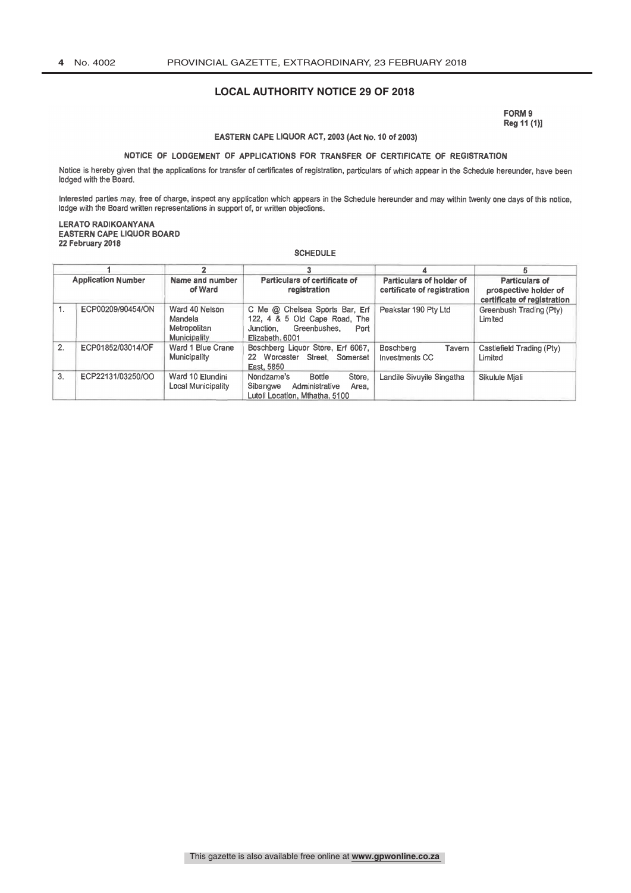## LOCAL AUTHORITY NOTICE 29 OF 2018

**FORM 9**
**Reg 11 (1)]**

**EASTERN CAPE LIQUOR ACT, 2003 (Act No. 10 of 2003)**

**NOTICE OF LODGEMENT OF APPLICATIONS FOR TRANSFER OF CERTIFICATE OF REGISTRATION**

Notice is hereby given that the applications for transfer of certificates of registration, particulars of which appear in the Schedule hereunder, have been lodged with the Board.

Interested parties may, free of charge, inspect any application which appears in the Schedule hereunder and may within twenty one days of this notice, lodge with the Board written representations in support of, or written objections.

**LERATO RADIKOANYANA**
**EASTERN CAPE LIQUOR BOARD**
**22 February 2018**

**SCHEDULE**

| 1 | | 2 | 3 | 4 | 5 |
|---|---|---|---|---|---|
| Application Number | | Name and number of Ward | Particulars of certificate of registration | Particulars of holder of certificate of registration | Particulars of prospective holder of certificate of registration |
| 1. | ECP00209/90454/ON | Ward 40 Nelson Mandela Metropolitan Municipality | C Me @ Chelsea Sports Bar, Erf 122, 4 & 5 Old Cape Road, The Junction, Greenbushes, Port Elizabeth, 6001 | Peakstar 190 Pty Ltd | Greenbush Trading (Pty) Limited |
| 2. | ECP01852/03014/OF | Ward 1 Blue Crane Municipality | Boschberg Liquor Store, Erf 6067, 22 Worcester Street, Somerset East, 5850 | Boschberg Tavern Investments CC | Castlefield Trading (Pty) Limited |
| 3. | ECP22131/03250/OO | Ward 10 Elundini Local Municipality | Nondzame's Bottle Store, Sibangwe Administrative Area, Lutoli Location, Mthatha, 5100 | Landile Sivuyile Singatha | Sikulule Mjali |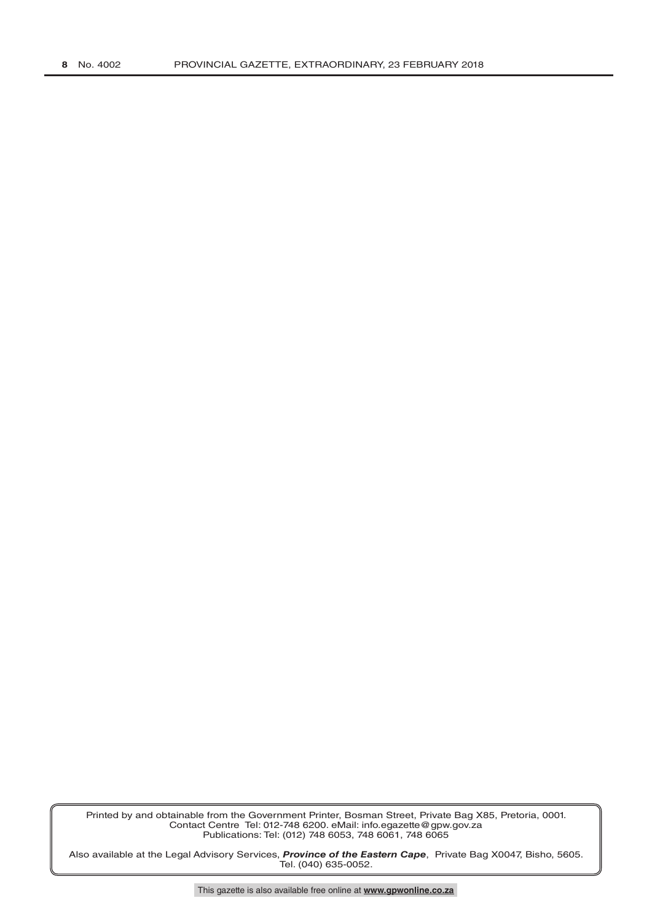Printed by and obtainable from the Government Printer, Bosman Street, Private Bag X85, Pretoria, 0001.
Contact Centre Tel: 012-748 6200. eMail: info.egazette@gpw.gov.za
Publications: Tel: (012) 748 6053, 748 6061, 748 6065

Also available at the Legal Advisory Services, ***Province of the Eastern Cape***, Private Bag X0047, Bisho, 5605.
Tel. (040) 635-0052.

This gazette is also available free online at **www.gpwonline.co.za**